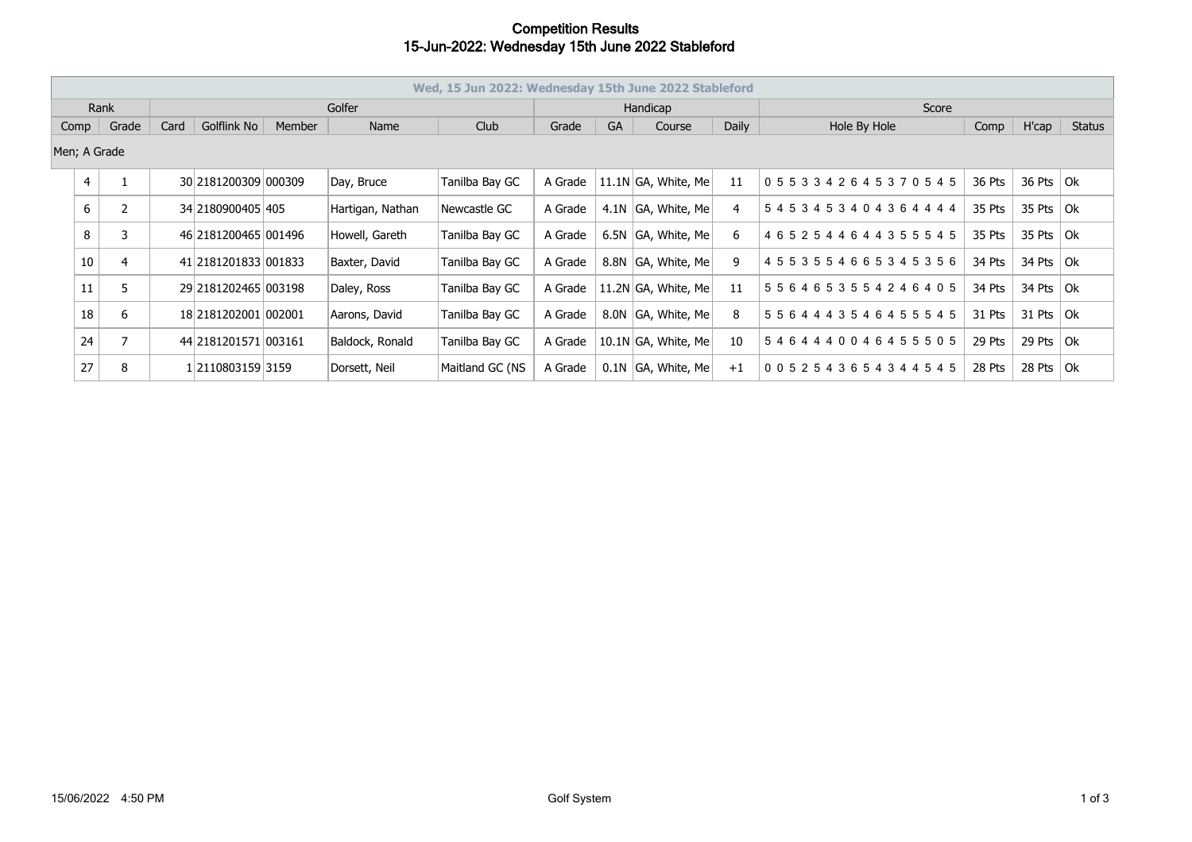# Competition Results
## 15-Jun-2022: Wednesday 15th June 2022 Stableford

| Wed, 15 Jun 2022: Wednesday 15th June 2022 Stableford | | | | | | | | | | | | | | | |
|---|---|---|---|---|---|---|---|---|---|---|---|---|---|---|---|
| Rank | | Golfer | | | | | Handicap | | | | Score | | | | |
| Comp | Grade | Card | Golflink No | Member | Name | Club | Grade | GA | Course | Daily | Hole By Hole | Comp | H'cap | Status |
| Men; A Grade | | | | | | | | | | | | | | |
| 4 | 1 | 30 | 2181200309 | 000309 | Day, Bruce | Tanilba Bay GC | A Grade | 11.1N | GA, White, Me | 11 | 0 5 5 3 3 4 2 6 4 5 3 7 0 5 4 5 | 36 Pts | 36 Pts | Ok |
| 6 | 2 | 34 | 2180900405 | 405 | Hartigan, Nathan | Newcastle GC | A Grade | 4.1N | GA, White, Me | 4 | 5 4 5 3 4 5 3 4 0 4 3 6 4 4 4 4 | 35 Pts | 35 Pts | Ok |
| 8 | 3 | 46 | 2181200465 | 001496 | Howell, Gareth | Tanilba Bay GC | A Grade | 6.5N | GA, White, Me | 6 | 4 6 5 2 5 4 4 6 4 4 3 5 5 5 4 5 | 35 Pts | 35 Pts | Ok |
| 10 | 4 | 41 | 2181201833 | 001833 | Baxter, David | Tanilba Bay GC | A Grade | 8.8N | GA, White, Me | 9 | 4 5 5 3 5 5 4 6 6 5 3 4 5 3 5 6 | 34 Pts | 34 Pts | Ok |
| 11 | 5 | 29 | 2181202465 | 003198 | Daley, Ross | Tanilba Bay GC | A Grade | 11.2N | GA, White, Me | 11 | 5 5 6 4 6 5 3 5 5 4 2 4 6 4 0 5 | 34 Pts | 34 Pts | Ok |
| 18 | 6 | 18 | 2181202001 | 002001 | Aarons, David | Tanilba Bay GC | A Grade | 8.0N | GA, White, Me | 8 | 5 5 6 4 4 4 3 5 4 6 4 5 5 5 4 5 | 31 Pts | 31 Pts | Ok |
| 24 | 7 | 44 | 2181201571 | 003161 | Baldock, Ronald | Tanilba Bay GC | A Grade | 10.1N | GA, White, Me | 10 | 5 4 6 4 4 4 0 0 4 6 4 5 5 5 0 5 | 29 Pts | 29 Pts | Ok |
| 27 | 8 | 1 | 2110803159 | 3159 | Dorsett, Neil | Maitland GC (NS | A Grade | 0.1N | GA, White, Me | +1 | 0 0 5 2 5 4 3 6 5 4 3 4 4 5 4 5 | 28 Pts | 28 Pts | Ok |

15/06/2022 4:50 PM Golf System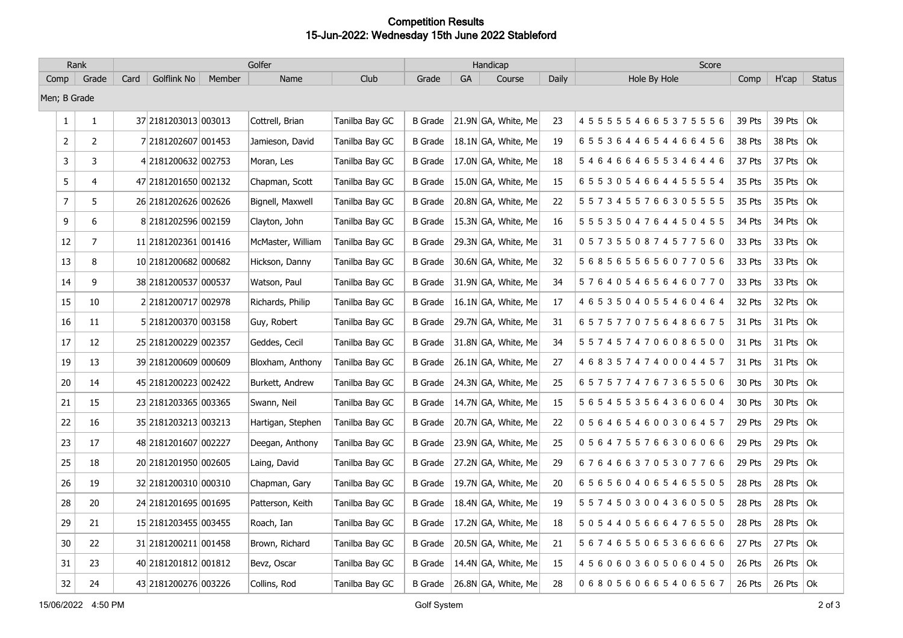# Competition Results

## 15-Jun-2022: Wednesday 15th June 2022 Stableford

| Rank | | Golfer | | | | | Handicap | | | | Score | | | |
|---|---|---|---|---|---|---|---|---|---|---|---|---|---|---|
| Comp | Grade | Card | Golflink No | Member | Name | Club | Grade | GA | Course | Daily | Hole By Hole | Comp | H'cap | Status |
| Men; B Grade | | | | | | | | | | | | | | |
| 1 | 1 | 37 | 2181203013 | 003013 | Cottrell, Brian | Tanilba Bay GC | B Grade | 21.9N | GA, White, Me | 23 | 4 5 5 5 5 5 4 6 6 5 3 7 5 5 5 6 | 39 Pts | 39 Pts | Ok |
| 2 | 2 | 7 | 2181202607 | 001453 | Jamieson, David | Tanilba Bay GC | B Grade | 18.1N | GA, White, Me | 19 | 6 5 5 3 6 4 4 6 5 4 4 6 6 4 5 6 | 38 Pts | 38 Pts | Ok |
| 3 | 3 | 4 | 2181200632 | 002753 | Moran, Les | Tanilba Bay GC | B Grade | 17.0N | GA, White, Me | 18 | 5 4 6 4 6 6 4 6 5 5 3 4 6 4 4 6 | 37 Pts | 37 Pts | Ok |
| 5 | 4 | 47 | 2181201650 | 002132 | Chapman, Scott | Tanilba Bay GC | B Grade | 15.0N | GA, White, Me | 15 | 6 5 5 3 0 5 4 6 6 4 4 5 5 5 5 4 | 35 Pts | 35 Pts | Ok |
| 7 | 5 | 26 | 2181202626 | 002626 | Bignell, Maxwell | Tanilba Bay GC | B Grade | 20.8N | GA, White, Me | 22 | 5 5 7 3 4 5 5 7 6 6 3 0 5 5 5 5 | 35 Pts | 35 Pts | Ok |
| 9 | 6 | 8 | 2181202596 | 002159 | Clayton, John | Tanilba Bay GC | B Grade | 15.3N | GA, White, Me | 16 | 5 5 5 3 5 0 4 7 6 4 4 5 0 4 5 5 | 34 Pts | 34 Pts | Ok |
| 12 | 7 | 11 | 2181202361 | 001416 | McMaster, William | Tanilba Bay GC | B Grade | 29.3N | GA, White, Me | 31 | 0 5 7 3 5 5 0 8 7 4 5 7 7 5 6 0 | 33 Pts | 33 Pts | Ok |
| 13 | 8 | 10 | 2181200682 | 000682 | Hickson, Danny | Tanilba Bay GC | B Grade | 30.6N | GA, White, Me | 32 | 5 6 8 5 6 5 5 6 5 6 0 7 7 0 5 6 | 33 Pts | 33 Pts | Ok |
| 14 | 9 | 38 | 2181200537 | 000537 | Watson, Paul | Tanilba Bay GC | B Grade | 31.9N | GA, White, Me | 34 | 5 7 6 4 0 5 4 6 5 6 4 6 0 7 7 0 | 33 Pts | 33 Pts | Ok |
| 15 | 10 | 2 | 2181200717 | 002978 | Richards, Philip | Tanilba Bay GC | B Grade | 16.1N | GA, White, Me | 17 | 4 6 5 3 5 0 4 0 5 5 4 6 0 4 6 4 | 32 Pts | 32 Pts | Ok |
| 16 | 11 | 5 | 2181200370 | 003158 | Guy, Robert | Tanilba Bay GC | B Grade | 29.7N | GA, White, Me | 31 | 6 5 7 5 7 7 0 7 5 6 4 8 6 6 7 5 | 31 Pts | 31 Pts | Ok |
| 17 | 12 | 25 | 2181200229 | 002357 | Geddes, Cecil | Tanilba Bay GC | B Grade | 31.8N | GA, White, Me | 34 | 5 5 7 4 5 7 4 7 0 6 0 8 6 5 0 0 | 31 Pts | 31 Pts | Ok |
| 19 | 13 | 39 | 2181200609 | 000609 | Bloxham, Anthony | Tanilba Bay GC | B Grade | 26.1N | GA, White, Me | 27 | 4 6 8 3 5 7 4 7 4 0 0 0 4 4 5 7 | 31 Pts | 31 Pts | Ok |
| 20 | 14 | 45 | 2181200223 | 002422 | Burkett, Andrew | Tanilba Bay GC | B Grade | 24.3N | GA, White, Me | 25 | 6 5 7 5 7 7 4 7 6 7 3 6 5 5 0 6 | 30 Pts | 30 Pts | Ok |
| 21 | 15 | 23 | 2181203365 | 003365 | Swann, Neil | Tanilba Bay GC | B Grade | 14.7N | GA, White, Me | 15 | 5 6 5 4 5 5 3 5 6 4 3 6 0 6 0 4 | 30 Pts | 30 Pts | Ok |
| 22 | 16 | 35 | 2181203213 | 003213 | Hartigan, Stephen | Tanilba Bay GC | B Grade | 20.7N | GA, White, Me | 22 | 0 5 6 4 6 5 4 6 0 0 3 0 6 4 5 7 | 29 Pts | 29 Pts | Ok |
| 23 | 17 | 48 | 2181201607 | 002227 | Deegan, Anthony | Tanilba Bay GC | B Grade | 23.9N | GA, White, Me | 25 | 0 5 6 4 7 5 5 7 6 6 3 0 6 0 6 6 | 29 Pts | 29 Pts | Ok |
| 25 | 18 | 20 | 2181201950 | 002605 | Laing, David | Tanilba Bay GC | B Grade | 27.2N | GA, White, Me | 29 | 6 7 6 4 6 6 3 7 0 5 3 0 7 7 6 6 | 29 Pts | 29 Pts | Ok |
| 26 | 19 | 32 | 2181200310 | 000310 | Chapman, Gary | Tanilba Bay GC | B Grade | 19.7N | GA, White, Me | 20 | 6 5 6 5 6 0 4 0 6 5 4 6 5 5 0 5 | 28 Pts | 28 Pts | Ok |
| 28 | 20 | 24 | 2181201695 | 001695 | Patterson, Keith | Tanilba Bay GC | B Grade | 18.4N | GA, White, Me | 19 | 5 5 7 4 5 0 3 0 0 4 3 6 0 5 0 5 | 28 Pts | 28 Pts | Ok |
| 29 | 21 | 15 | 2181203455 | 003455 | Roach, Ian | Tanilba Bay GC | B Grade | 17.2N | GA, White, Me | 18 | 5 0 5 4 4 0 5 6 6 6 4 7 6 5 5 0 | 28 Pts | 28 Pts | Ok |
| 30 | 22 | 31 | 2181200211 | 001458 | Brown, Richard | Tanilba Bay GC | B Grade | 20.5N | GA, White, Me | 21 | 5 6 7 4 6 5 5 0 6 5 3 6 6 6 6 6 | 27 Pts | 27 Pts | Ok |
| 31 | 23 | 40 | 2181201812 | 001812 | Bevz, Oscar | Tanilba Bay GC | B Grade | 14.4N | GA, White, Me | 15 | 4 5 6 0 6 0 3 6 0 5 0 6 0 4 5 0 | 26 Pts | 26 Pts | Ok |
| 32 | 24 | 43 | 2181200276 | 003226 | Collins, Rod | Tanilba Bay GC | B Grade | 26.8N | GA, White, Me | 28 | 0 6 8 0 5 6 0 6 6 5 4 0 6 5 6 7 | 26 Pts | 26 Pts | Ok |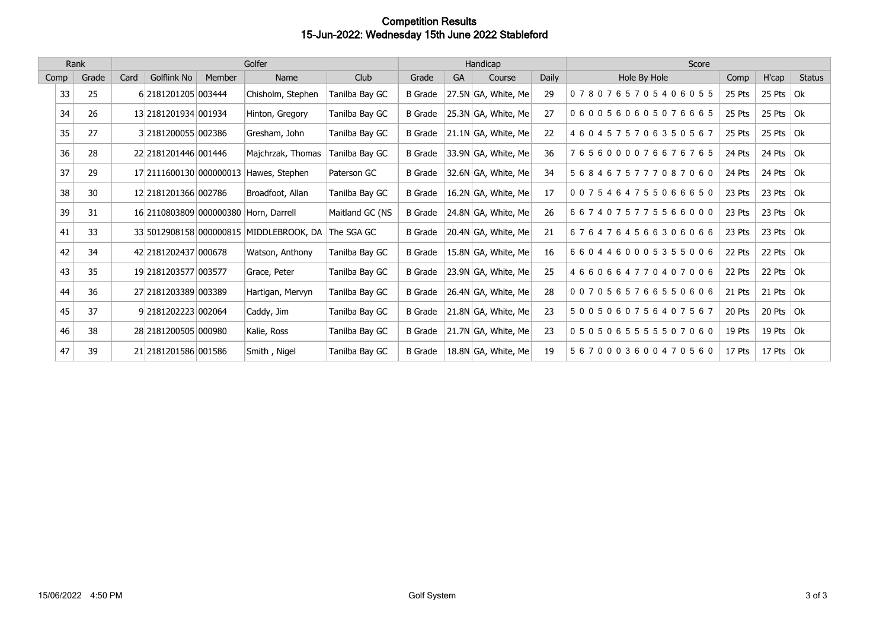# Competition Results
## 15-Jun-2022: Wednesday 15th June 2022 Stableford

| Rank | | Golfer | | | | | Handicap | | | | Score | | | |
|---|---|---|---|---|---|---|---|---|---|---|---|---|---|---|
| Comp | Grade | Card | Golflink No | Member | Name | Club | Grade | GA | Course | Daily | Hole By Hole | Comp | H'cap | Status |
| 33 | 25 | 6 | 2181201205 | 003444 | Chisholm, Stephen | Tanilba Bay GC | B Grade | 27.5N | GA, White, Me | 29 | 0 7 8 0 7 6 5 7 0 5 4 0 6 0 5 5 | 25 Pts | 25 Pts | Ok |
| 34 | 26 | 13 | 2181201934 | 001934 | Hinton, Gregory | Tanilba Bay GC | B Grade | 25.3N | GA, White, Me | 27 | 0 6 0 0 5 6 0 6 0 5 0 7 6 6 6 5 | 25 Pts | 25 Pts | Ok |
| 35 | 27 | 3 | 2181200055 | 002386 | Gresham, John | Tanilba Bay GC | B Grade | 21.1N | GA, White, Me | 22 | 4 6 0 4 5 7 5 7 0 6 3 5 0 5 6 7 | 25 Pts | 25 Pts | Ok |
| 36 | 28 | 22 | 2181201446 | 001446 | Majchrzak, Thomas | Tanilba Bay GC | B Grade | 33.9N | GA, White, Me | 36 | 7 6 5 6 0 0 0 0 7 6 6 7 6 7 6 5 | 24 Pts | 24 Pts | Ok |
| 37 | 29 | 17 | 2111600130 | 000000013 | Hawes, Stephen | Paterson GC | B Grade | 32.6N | GA, White, Me | 34 | 5 6 8 4 6 7 5 7 7 7 0 8 7 0 6 0 | 24 Pts | 24 Pts | Ok |
| 38 | 30 | 12 | 2181201366 | 002786 | Broadfoot, Allan | Tanilba Bay GC | B Grade | 16.2N | GA, White, Me | 17 | 0 0 7 5 4 6 4 7 5 5 0 6 6 6 5 0 | 23 Pts | 23 Pts | Ok |
| 39 | 31 | 16 | 2110803809 | 000000380 | Horn, Darrell | Maitland GC (NS | B Grade | 24.8N | GA, White, Me | 26 | 6 6 7 4 0 7 5 7 7 5 5 6 6 0 0 0 | 23 Pts | 23 Pts | Ok |
| 41 | 33 | 33 | 5012908158 | 000000815 | MIDDLEBROOK, DA | The SGA GC | B Grade | 20.4N | GA, White, Me | 21 | 6 7 6 4 7 6 4 5 6 6 3 0 6 0 6 6 | 23 Pts | 23 Pts | Ok |
| 42 | 34 | 42 | 2181202437 | 000678 | Watson, Anthony | Tanilba Bay GC | B Grade | 15.8N | GA, White, Me | 16 | 6 6 0 4 4 6 0 0 0 5 3 5 5 0 0 6 | 22 Pts | 22 Pts | Ok |
| 43 | 35 | 19 | 2181203577 | 003577 | Grace, Peter | Tanilba Bay GC | B Grade | 23.9N | GA, White, Me | 25 | 4 6 6 0 6 6 4 7 7 0 4 0 7 0 0 6 | 22 Pts | 22 Pts | Ok |
| 44 | 36 | 27 | 2181203389 | 003389 | Hartigan, Mervyn | Tanilba Bay GC | B Grade | 26.4N | GA, White, Me | 28 | 0 0 7 0 5 6 5 7 6 6 5 5 0 6 0 6 | 21 Pts | 21 Pts | Ok |
| 45 | 37 | 9 | 2181202223 | 002064 | Caddy, Jim | Tanilba Bay GC | B Grade | 21.8N | GA, White, Me | 23 | 5 0 0 5 0 6 0 7 5 6 4 0 7 5 6 7 | 20 Pts | 20 Pts | Ok |
| 46 | 38 | 28 | 2181200505 | 000980 | Kalie, Ross | Tanilba Bay GC | B Grade | 21.7N | GA, White, Me | 23 | 0 5 0 5 0 6 5 5 5 5 5 0 7 0 6 0 | 19 Pts | 19 Pts | Ok |
| 47 | 39 | 21 | 2181201586 | 001586 | Smith , Nigel | Tanilba Bay GC | B Grade | 18.8N | GA, White, Me | 19 | 5 6 7 0 0 0 3 6 0 0 4 7 0 5 6 0 | 17 Pts | 17 Pts | Ok |